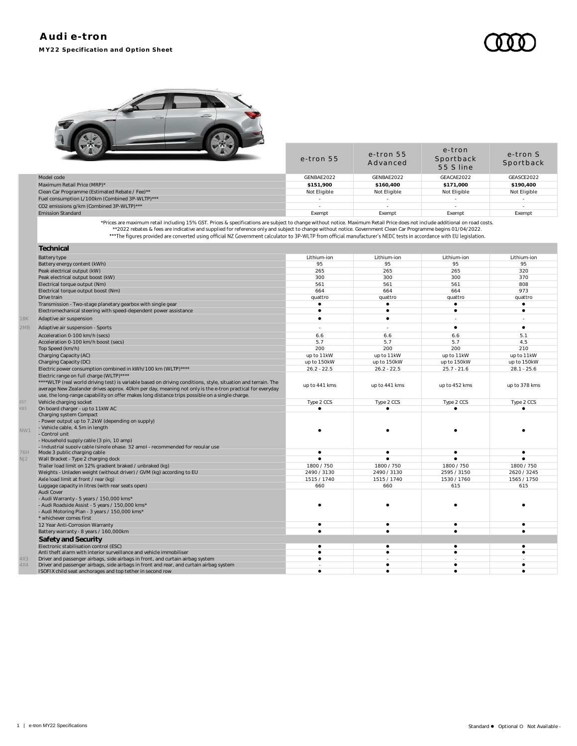# Audi e-tron

**MY22 Specification and Option Sheet**

| | | e-tron 55 | e-tron 55 Advanced | e-tron Sportback 55 S line | e-tron S Sportback |
|---|---|---|---|---|---|
| | Model code | GENBAE2022 | GENBAE2022 | GEACAE2022 | GEASCE2022 |
| | Maximum Retail Price (MRP)* | **$151,900** | **$160,400** | **$171,000** | **$190,400** |
| | Clean Car Programme (Estimated Rebate / Fee)** | Not Eligible | Not Eligible | Not Eligible | Not Eligible |
| | Fuel consumption L/100km (Combined 3P-WLTP)*** | - | - | - | - |
| | CO2 emissions g/km (Combined 3P-WLTP)*** | - | - | - | - |
| | Emission Standard | Exempt | Exempt | Exempt | Exempt |

*Prices are maximum retail including 15% GST. Prices & specifications are subject to change without notice. Maximum Retail Price does not include additional on road costs.
**2022 rebates & fees are indicative and supplied for reference only and subject to change without notice. Government Clean Car Programme begins 01/04/2022.
***The figures provided are converted using official NZ Government calculator to 3P-WLTP from official manufacturer's NEDC tests in accordance with EU legislation.

## Technical

| | | e-tron 55 | e-tron 55 Advanced | e-tron Sportback 55 S line | e-tron S Sportback |
|---|---|---|---|---|---|
| | Battery type | Lithium-ion | Lithium-ion | Lithium-ion | Lithium-ion |
| | Battery energy content (kWh) | 95 | 95 | 95 | 95 |
| | Peak electrical output (kW) | 265 | 265 | 265 | 320 |
| | Peak electrical output boost (kW) | 300 | 300 | 300 | 370 |
| | Electrical torque output (Nm) | 561 | 561 | 561 | 808 |
| | Electrical torque output boost (Nm) | 664 | 664 | 664 | 973 |
| | Drive train | quattro | quattro | quattro | quattro |
| | Transmission - Two-stage planetary gearbox with single gear | ● | ● | ● | ● |
| | Electromechanical steering with speed-dependent power assistance | ● | ● | ● | ● |
| 1BK | Adaptive air suspension | ● | ● | - | - |
| 2MB | Adaptive air suspension - Sports | - | - | ● | ● |
| | Acceleration 0-100 km/h (secs) | 6.6 | 6.6 | 6.6 | 5.1 |
| | Acceleration 0-100 km/h boost (secs) | 5.7 | 5.7 | 5.7 | 4.5 |
| | Top Speed (km/h) | 200 | 200 | 200 | 210 |
| | Charging Capacity (AC) | up to 11kW | up to 11kW | up to 11kW | up to 11kW |
| | Charging Capacity (DC) | up to 150kW | up to 150kW | up to 150kW | up to 150kW |
| | Electric power consumption combined in kWh/100 km (WLTP)**** | 26.2 - 22.5 | 26.2 - 22.5 | 25.7 - 21.6 | 28.1 - 25.6 |
| | Electric range on full charge (WLTP)****<br>****WLTP (real world driving test) is variable based on driving conditions, style, situation and terrain. The average New Zealander drives approx. 40km per day, meaning not only is the e-tron practical for everyday use, the long-range capability on offer makes long distance trips possible on a single charge. | up to 441 kms | up to 441 kms | up to 452 kms | up to 378 kms |
| ES7 | Vehicle charging socket | Type 2 CCS | Type 2 CCS | Type 2 CCS | Type 2 CCS |
| KB3 | On board charger - up to 11kW AC | ● | ● | ● | ● |
| NW1 | Charging system Compact<br>- Power output up to 7.2kW (depending on supply)<br>- Vehicle cable, 4.5m in length<br>- Control unit<br>- Household supply cable (3 pin, 10 amp)<br>- Industrial supply cable (single phase, 32 amp) - recommended for regular use | ● | ● | ● | ● |
| 76H | Mode 3 public charging cable | ● | ● | ● | ● |
| NJ2 | Wall Bracket - Type 2 charging dock | ● | ● | ● | ● |
| | Trailer load limit on 12% gradient braked / unbraked (kg) | 1800 / 750 | 1800 / 750 | 1800 / 750 | 1800 / 750 |
| | Weights - Unladen weight (without driver) / GVM (kg) according to EU | 2490 / 3130 | 2490 / 3130 | 2595 / 3150 | 2620 / 3245 |
| | Axle load limit at front / rear (kg) | 1515 / 1740 | 1515 / 1740 | 1530 / 1760 | 1565 / 1750 |
| | Luggage capacity in litres (with rear seats open) | 660 | 660 | 615 | 615 |
| | Audi Cover<br>- Audi Warranty - 5 years / 150,000 kms*<br>- Audi Roadside Assist - 5 years / 150,000 kms*<br>- Audi Motoring Plan - 3 years / 150,000 kms*<br>* whichever comes first | ● | ● | ● | ● |
| | 12 Year Anti-Corrosion Warranty | ● | ● | ● | ● |
| | Battery warranty - 8 years / 160,000km | ● | ● | ● | ● |

## Safety and Security

| | | e-tron 55 | e-tron 55 Advanced | e-tron Sportback 55 S line | e-tron S Sportback |
|---|---|---|---|---|---|
| | Electronic stabilisation control (ESC) | ● | ● | ● | ● |
| | Anti theft alarm with interior surveillance and vehicle immobiliser | ● | ● | ● | ● |
| 4X3 | Driver and passenger airbags, side airbags in front, and curtain airbag system | ● | - | - | - |
| 4X4 | Driver and passenger airbags, side airbags in front and rear, and curtain airbag system | - | ● | ● | ● |
| | ISOFIX child seat anchorages and top tether in second row | ● | ● | ● | ● |

Standard ● Optional O Not Available -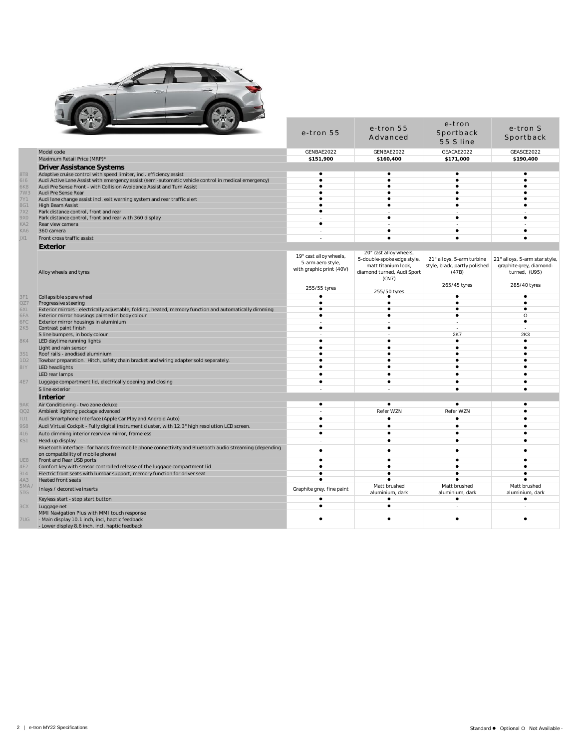| Code | | e-tron 55 | e-tron 55 Advanced | e-tron Sportback 55 S line | e-tron S Sportback |
|---|---|---|---|---|---|
| | Model code | GENBAE2022 | GENBAE2022 | GEACAE2022 | GEASCE2022 |
| | Maximum Retail Price (MRP)* | **$151,900** | **$160,400** | **$171,000** | **$190,400** |
| | **Driver Assistance Systems** | | | | |
| 8T8 | Adaptive cruise control with speed limiter, incl. efficiency assist | ● | ● | ● | ● |
| 6I6 | Audi Active Lane Assist with emergency assist (semi-automatic vehicle control in medical emergency) | ● | ● | ● | ● |
| 6K8 | Audi Pre Sense Front - with Collision Avoidance Assist and Turn Assist | ● | ● | ● | ● |
| 7W3 | Audi Pre Sense Rear | ● | ● | ● | ● |
| 7Y1 | Audi lane change assist incl. exit warning system and rear traffic alert | ● | ● | ● | ● |
| 8G1 | High Beam Assist | ● | ● | ● | ● |
| 7X2 | Park distance control, front and rear | ● | - | - | - |
| 9X0 | Park distance control, front and rear with 360 display | - | ● | ● | ● |
| KA2 | Rear view camera | ● | - | - | - |
| KA6 | 360 camera | - | ● | ● | ● |
| JX1 | Front cross traffic assist | - | ● | ● | ● |
| | **Exterior** | | | | |
| | Alloy wheels and tyres | 19" cast alloy wheels, 5-arm aero style, with graphic print (40V)<br><br>255/55 tyres | 20" cast alloy wheels, 5-double-spoke edge style, matt titanium look, diamond turned, Audi Sport (CN7)<br><br>255/50 tyres | 21" alloys, 5-arm turbine style, black, partly polished (47B)<br><br>265/45 tyres | 21" alloys, 5-arm star style, graphite grey, diamond-turned, (U95)<br><br>285/40 tyres |
| 3F1 | Collapsible spare wheel | ● | ● | ● | ● |
| QZ7 | Progressive steering | ● | ● | ● | ● |
| 6XL | Exterior mirrors - electrically adjustable, folding, heated, memory function and automatically dimming | ● | ● | ● | ● |
| 6FA | Exterior mirror housings painted in body colour | ● | ● | ● | O |
| 6FC | Exterior mirror housings in aluminium | - | - | - | ● |
| 2K5 | Contrast paint finish | ● | ● | - | - |
| | S line bumpers, in body colour | - | - | 2K7 | 2K3 |
| 8K4 | LED daytime running lights | ● | ● | ● | ● |
| | Light and rain sensor | ● | ● | ● | ● |
| 3S1 | Roof rails - anodised aluminium | ● | ● | ● | ● |
| 1D2 | Towbar preparation. Hitch, safety chain bracket and wiring adapter sold separately. | ● | ● | ● | ● |
| 8IY | LED headlights | ● | ● | ● | ● |
| | LED rear lamps | ● | ● | ● | ● |
| 4E7 | Luggage compartment lid, electrically opening and closing | ● | ● | ● | ● |
| | S line exterior | - | - | ● | ● |
| | **Interior** | | | | |
| 9AK | Air Conditioning - two zone deluxe | ● | ● | ● | ● |
| QQ2 | Ambient lighting package advanced | - | Refer WZN | Refer WZN | ● |
| IU1 | Audi Smartphone Interface (Apple Car Play and Android Auto) | ● | ● | ● | ● |
| 9S8 | Audi Virtual Cockpit - Fully digital instrument cluster, with 12.3" high resolution LCD screen. | ● | ● | ● | ● |
| 4L6 | Auto dimming interior rearview mirror, frameless | ● | ● | ● | ● |
| KS1 | Head-up display | - | ● | ● | ● |
| | Bluetooth interface - for hands-free mobile phone connectivity and Bluetooth audio streaming (depending on compatibility of mobile phone) | ● | ● | ● | ● |
| UE8 | Front and Rear USB ports | ● | ● | ● | ● |
| 4F2 | Comfort key with sensor controlled release of the luggage compartment lid | ● | ● | ● | ● |
| 3L4 | Electric front seats with lumbar support, memory function for driver seat | ● | ● | ● | ● |
| 4A3 | Heated front seats | ● | ● | ● | ● |
| 5MA / 5TG | Inlays / decorative inserts | Graphite grey, fine paint | Matt brushed aluminium, dark | Matt brushed aluminium, dark | Matt brushed aluminium, dark |
| | Keyless start - stop start button | ● | ● | ● | ● |
| 3CX | Luggage net | ● | ● | - | - |
| 7UG | MMI Navigation Plus with MMI touch response<br>- Main display 10.1 inch, incl, haptic feedback<br>- Lower display 8.6 inch, incl. haptic feedback | ● | ● | ● | ● |

Standard ● Optional O Not Available -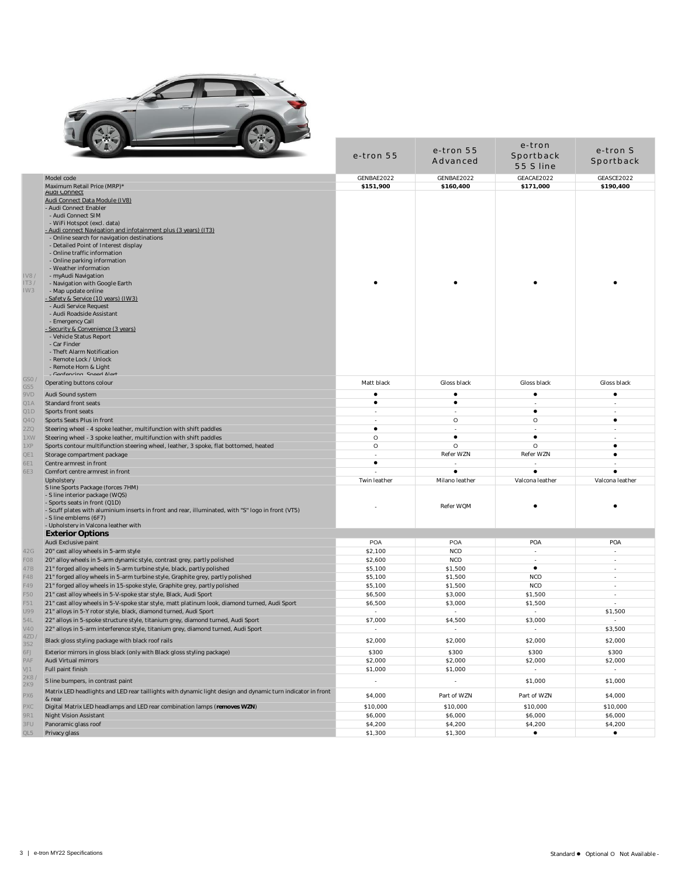| Code | | e-tron 55 | e-tron 55 Advanced | e-tron Sportback 55 S line | e-tron S Sportback |
|---|---|---|---|---|---|
| | Model code | GENBAE2022 | GENBAE2022 | GEACAE2022 | GEASCE2022 |
| | Maximum Retail Price (MRP)* | **$151,900** | **$160,400** | **$171,000** | **$190,400** |
| IV8 / IT3 / IW3 | Audi Connect<br>Audi Connect Data Module (IV8)<br>- Audi Connect Enabler<br>- Audi Connect SIM<br>- WiFi Hotspot (excl. data)<br>- Audi connect Navigation and infotainment plus (3 years) (IT3)<br>- Online search for navigation destinations<br>- Detailed Point of Interest display<br>- Online traffic information<br>- Online parking information<br>- Weather information<br>- myAudi Navigation<br>- Navigation with Google Earth<br>- Map update online<br>- Safety & Service (10 years) (IW3)<br>- Audi Service Request<br>- Audi Roadside Assistant<br>- Emergency Call<br>- Security & Convenience (3 years)<br>- Vehicle Status Report<br>- Car Finder<br>- Theft Alarm Notification<br>- Remote Lock / Unlock<br>- Remote Horn & Light<br>- Geofencing, Speed Alert | ● | ● | ● | ● |
| GS0 / GS5 | Operating buttons colour | Matt black | Gloss black | Gloss black | Gloss black |
| 9VD | Audi Sound system | ● | ● | ● | ● |
| Q1A | Standard front seats | ● | ● | - | - |
| Q1D | Sports front seats | - | - | ● | - |
| Q4Q | Sports Seats Plus in front | - | O | O | ● |
| 2ZQ | Steering wheel - 4 spoke leather, multifunction with shift paddles | ● | - | - | - |
| 1XW | Steering wheel - 3 spoke leather, multifunction with shift paddles | O | ● | ● | - |
| 1XP | Sports contour multifunction steering wheel, leather, 3 spoke, flat bottomed, heated | O | O | O | ● |
| QE1 | Storage compartment package | - | Refer WZN | Refer WZN | ● |
| 6E1 | Centre armrest in front | ● | - | - | - |
| 6E3 | Comfort centre armrest in front | - | ● | ● | ● |
| | Upholstery | Twin leather | Milano leather | Valcona leather | Valcona leather |
| | S line Sports Package (forces 7HM)<br>- S line interior package (WQS)<br>- Sports seats in front (Q1D)<br>- Scuff plates with aluminium inserts in front and rear, illuminated, with "S" logo in front (VT5)<br>- S line emblems (6F7)<br>- Upholstery in Valcona leather with | - | Refer WQM | ● | ● |
| | **Exterior Options** | | | | |
| | Audi Exclusive paint | POA | POA | POA | POA |
| 42G | 20" cast alloy wheels in 5-arm style | $2,100 | NCO | - | - |
| F08 | 20" alloy wheels in 5-arm dynamic style, contrast grey, partly polished | $2,600 | NCO | - | - |
| 47B | 21" forged alloy wheels in 5-arm turbine style, black, partly polished | $5,100 | $1,500 | ● | - |
| F48 | 21" forged alloy wheels in 5-arm turbine style, Graphite grey, partly polished | $5,100 | $1,500 | NCO | - |
| F49 | 21" forged alloy wheels in 15-spoke style, Graphite grey, partly polished | $5,100 | $1,500 | NCO | - |
| F50 | 21" cast alloy wheels in 5-V-spoke star style, Black, Audi Sport | $6,500 | $3,000 | $1,500 | - |
| F51 | 21" cast alloy wheels in 5-V-spoke star style, matt platinum look, diamond turned, Audi Sport | $6,500 | $3,000 | $1,500 | - |
| U99 | 21" alloys in 5-Y rotor style, black, diamond turned, Audi Sport | - | - | - | $1,500 |
| 54L | 22" alloys in 5-spoke structure style, titanium grey, diamond turned, Audi Sport | $7,000 | $4,500 | $3,000 | - |
| V40 | 22" alloys in 5-arm interference style, titanium grey, diamond turned, Audi Sport | - | - | - | $3,500 |
| 4ZD / 3S2 | Black gloss styling package with black roof rails | $2,000 | $2,000 | $2,000 | $2,000 |
| 6FJ | Exterior mirrors in gloss black (only with Black gloss styling package) | $300 | $300 | $300 | $300 |
| PAF | Audi Virtual mirrors | $2,000 | $2,000 | $2,000 | $2,000 |
| VJ1 | Full paint finish | $1,000 | $1,000 | - | - |
| 2K8 / 2K9 | S line bumpers, in contrast paint | - | - | $1,000 | $1,000 |
| PX6 | Matrix LED headlights and LED rear taillights with dynamic light design and dynamic turn indicator in front & rear | $4,000 | Part of WZN | Part of WZN | $4,000 |
| PXC | Digital Matrix LED headlamps and LED rear combination lamps (**removes WZN**) | $10,000 | $10,000 | $10,000 | $10,000 |
| 9R1 | Night Vision Assistant | $6,000 | $6,000 | $6,000 | $6,000 |
| 3FU | Panoramic glass roof | $4,200 | $4,200 | $4,200 | $4,200 |
| QL5 | Privacy glass | $1,300 | $1,300 | ● | ● |

Standard ● Optional O Not Available -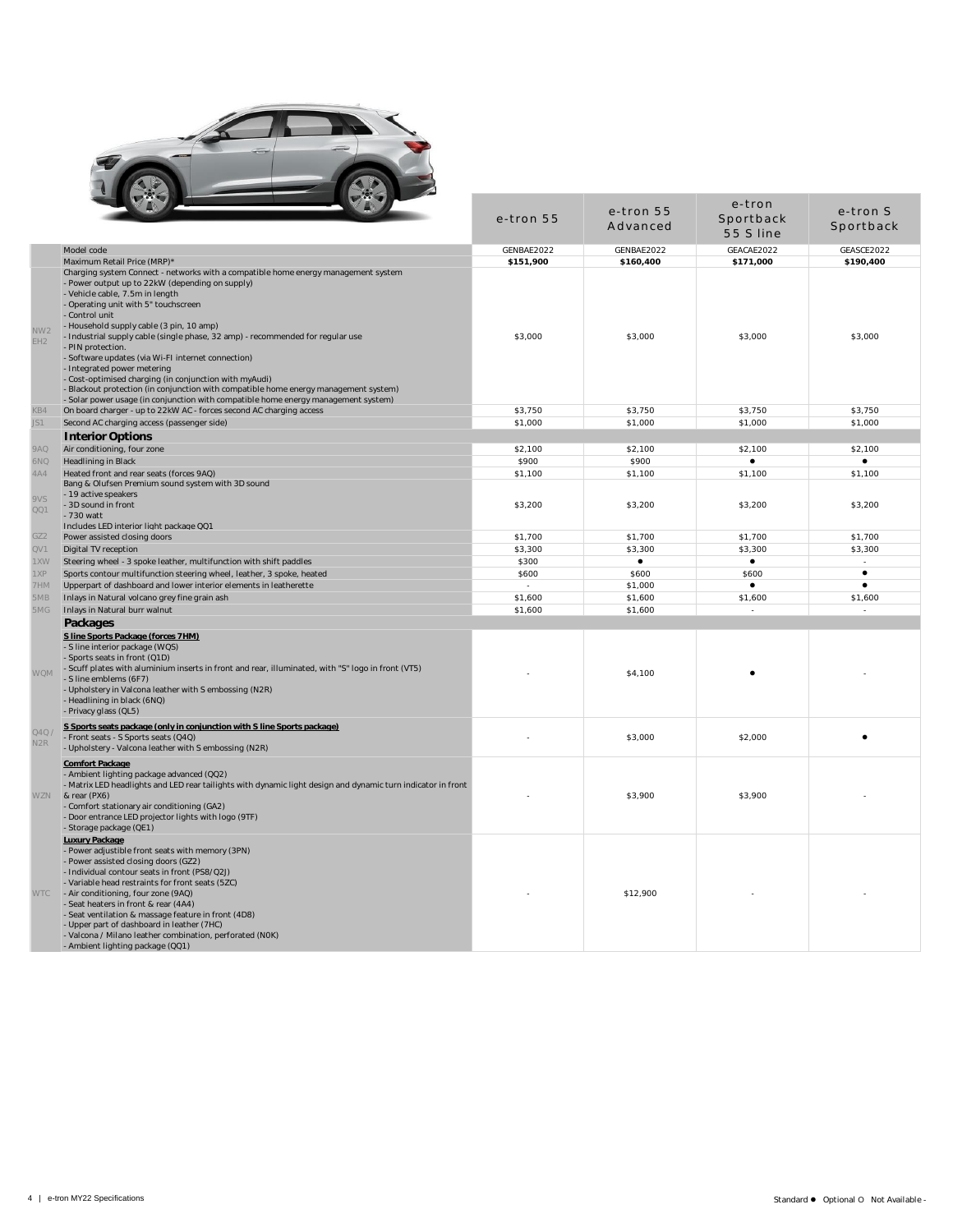| | | e-tron 55 | e-tron 55 Advanced | e-tron Sportback 55 S line | e-tron S Sportback |
|---|---|---|---|---|---|
| | Model code | GENBAE2022 | GENBAE2022 | GEACAE2022 | GEASCE2022 |
| | Maximum Retail Price (MRP)* | **$151,900** | **$160,400** | **$171,000** | **$190,400** |
| NW2 EH2 | Charging system Connect - networks with a compatible home energy management system<br>- Power output up to 22kW (depending on supply)<br>- Vehicle cable, 7.5m in length<br>- Operating unit with 5" touchscreen<br>- Control unit<br>- Household supply cable (3 pin, 10 amp)<br>- Industrial supply cable (single phase, 32 amp) - recommended for regular use<br>- PIN protection.<br>- Software updates (via Wi-FI internet connection)<br>- Integrated power metering<br>- Cost-optimised charging (in conjunction with myAudi)<br>- Blackout protection (in conjunction with compatible home energy management system)<br>- Solar power usage (in conjunction with compatible home energy management system) | $3,000 | $3,000 | $3,000 | $3,000 |
| KB4 | On board charger - up to 22kW AC - forces second AC charging access | $3,750 | $3,750 | $3,750 | $3,750 |
| JS1 | Second AC charging access (passenger side) | $1,000 | $1,000 | $1,000 | $1,000 |
| | **Interior Options** | | | | |
| 9AQ | Air conditioning, four zone | $2,100 | $2,100 | $2,100 | $2,100 |
| 6NQ | Headlining in Black | $900 | $900 | ● | ● |
| 4A4 | Heated front and rear seats (forces 9AQ) | $1,100 | $1,100 | $1,100 | $1,100 |
| 9VS QQ1 | Bang & Olufsen Premium sound system with 3D sound<br>- 19 active speakers<br>- 3D sound in front<br>- 730 watt<br>Includes LED interior light package QQ1 | $3,200 | $3,200 | $3,200 | $3,200 |
| GZ2 | Power assisted closing doors | $1,700 | $1,700 | $1,700 | $1,700 |
| QV1 | Digital TV reception | $3,300 | $3,300 | $3,300 | $3,300 |
| 1XW | Steering wheel - 3 spoke leather, multifunction with shift paddles | $300 | ● | ● | - |
| 1XP | Sports contour multifunction steering wheel, leather, 3 spoke, heated | $600 | $600 | $600 | ● |
| 7HM | Upperpart of dashboard and lower interior elements in leatherette | - | $1,000 | ● | ● |
| 5MB | Inlays in Natural volcano grey fine grain ash | $1,600 | $1,600 | $1,600 | $1,600 |
| 5MG | Inlays in Natural burr walnut | $1,600 | $1,600 | - | - |
| | **Packages** | | | | |
| WQM | **S line Sports Package (forces 7HM)**<br>- S line interior package (WQS)<br>- Sports seats in front (Q1D)<br>- Scuff plates with aluminium inserts in front and rear, illuminated, with "S" logo in front (VT5)<br>- S line emblems (6F7)<br>- Upholstery in Valcona leather with S embossing (N2R)<br>- Headlining in black (6NQ)<br>- Privacy glass (QL5) | - | $4,100 | ● | - |
| Q4Q / N2R | **S Sports seats package (only in conjunction with S line Sports package)**<br>- Front seats - S Sports seats (Q4Q)<br>- Upholstery - Valcona leather with S embossing (N2R) | - | $3,000 | $2,000 | ● |
| WZN | **Comfort Package**<br>- Ambient lighting package advanced (QQ2)<br>- Matrix LED headlights and LED rear tailights with dynamic light design and dynamic turn indicator in front & rear (PX6)<br>- Comfort stationary air conditioning (GA2)<br>- Door entrance LED projector lights with logo (9TF)<br>- Storage package (QE1) | - | $3,900 | $3,900 | - |
| WTC | **Luxury Package**<br>- Power adjustible front seats with memory (3PN)<br>- Power assisted closing doors (GZ2)<br>- Individual contour seats in front (PS8/Q2J)<br>- Variable head restraints for front seats (5ZC)<br>- Air conditioning, four zone (9AQ)<br>- Seat heaters in front & rear (4A4)<br>- Seat ventilation & massage feature in front (4D8)<br>- Upper part of dashboard in leather (7HC)<br>- Valcona / Milano leather combination, perforated (N0K)<br>- Ambient lighting package (QQ1) | - | $12,900 | - | - |

Standard ● Optional O Not Available -